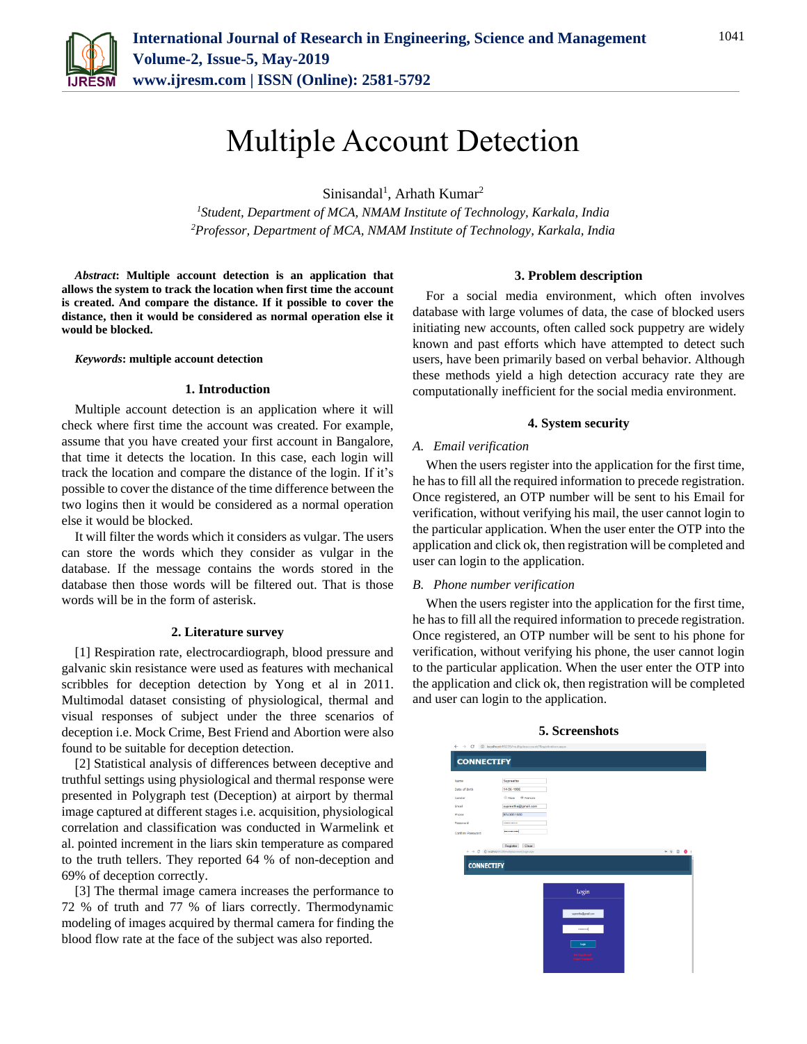# Multiple Account Detection

Sinisandal[1], Arhath Kumar[2]

[1]*Student, Department of MCA, NMAM Institute of Technology, Karkala, India*
[2]*Professor, Department of MCA, NMAM Institute of Technology, Karkala, India*

***Abstract*: Multiple account detection is an application that allows the system to track the location when first time the account is created. And compare the distance. If it possible to cover the distance, then it would be considered as normal operation else it would be blocked.**

***Keywords*: multiple account detection**

## 1. Introduction

Multiple account detection is an application where it will check where first time the account was created. For example, assume that you have created your first account in Bangalore, that time it detects the location. In this case, each login will track the location and compare the distance of the login. If it's possible to cover the distance of the time difference between the two logins then it would be considered as a normal operation else it would be blocked.

It will filter the words which it considers as vulgar. The users can store the words which they consider as vulgar in the database. If the message contains the words stored in the database then those words will be filtered out. That is those words will be in the form of asterisk.

## 2. Literature survey

[1] Respiration rate, electrocardiograph, blood pressure and galvanic skin resistance were used as features with mechanical scribbles for deception detection by Yong et al in 2011. Multimodal dataset consisting of physiological, thermal and visual responses of subject under the three scenarios of deception i.e. Mock Crime, Best Friend and Abortion were also found to be suitable for deception detection.

[2] Statistical analysis of differences between deceptive and truthful settings using physiological and thermal response were presented in Polygraph test (Deception) at airport by thermal image captured at different stages i.e. acquisition, physiological correlation and classification was conducted in Warmelink et al. pointed increment in the liars skin temperature as compared to the truth tellers. They reported 64 % of non-deception and 69% of deception correctly.

[3] The thermal image camera increases the performance to 72 % of truth and 77 % of liars correctly. Thermodynamic modeling of images acquired by thermal camera for finding the blood flow rate at the face of the subject was also reported.

## 3. Problem description

For a social media environment, which often involves database with large volumes of data, the case of blocked users initiating new accounts, often called sock puppetry are widely known and past efforts which have attempted to detect such users, have been primarily based on verbal behavior. Although these methods yield a high detection accuracy rate they are computationally inefficient for the social media environment.

## 4. System security

### *A. Email verification*

When the users register into the application for the first time, he has to fill all the required information to precede registration. Once registered, an OTP number will be sent to his Email for verification, without verifying his mail, the user cannot login to the particular application. When the user enter the OTP into the application and click ok, then registration will be completed and user can login to the application.

### *B. Phone number verification*

When the users register into the application for the first time, he has to fill all the required information to precede registration. Once registered, an OTP number will be sent to his phone for verification, without verifying his phone, the user cannot login to the particular application. When the user enter the OTP into the application and click ok, then registration will be completed and user can login to the application.

## 5. Screenshots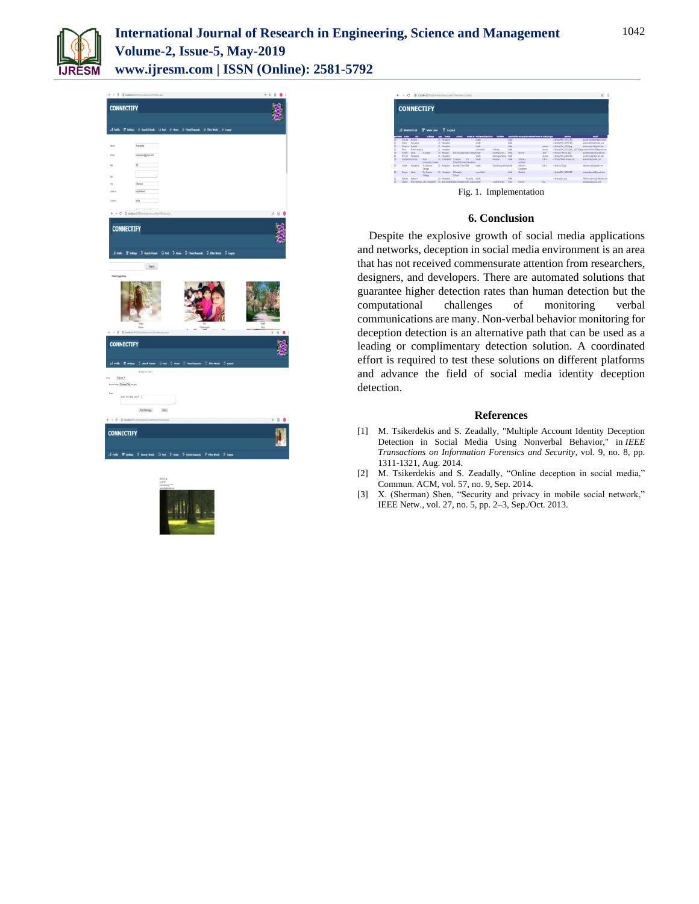Fig. 1. Implementation

## 6. Conclusion

Despite the explosive growth of social media applications and networks, deception in social media environment is an area that has not received commensurate attention from researchers, designers, and developers. There are automated solutions that guarantee higher detection rates than human detection but the computational challenges of monitoring verbal communications are many. Non-verbal behavior monitoring for deception detection is an alternative path that can be used as a leading or complimentary detection solution. A coordinated effort is required to test these solutions on different platforms and advance the field of social media identity deception detection.

## References

[1] M. Tsikerdekis and S. Zeadally, "Multiple Account Identity Deception Detection in Social Media Using Nonverbal Behavior," in *IEEE Transactions on Information Forensics and Security*, vol. 9, no. 8, pp. 1311-1321, Aug. 2014.

[2] M. Tsikerdekis and S. Zeadally, "Online deception in social media," Commun. ACM, vol. 57, no. 9, Sep. 2014.

[3] X. (Sherman) Shen, "Security and privacy in mobile social network," IEEE Netw., vol. 27, no. 5, pp. 2–3, Sep./Oct. 2013.